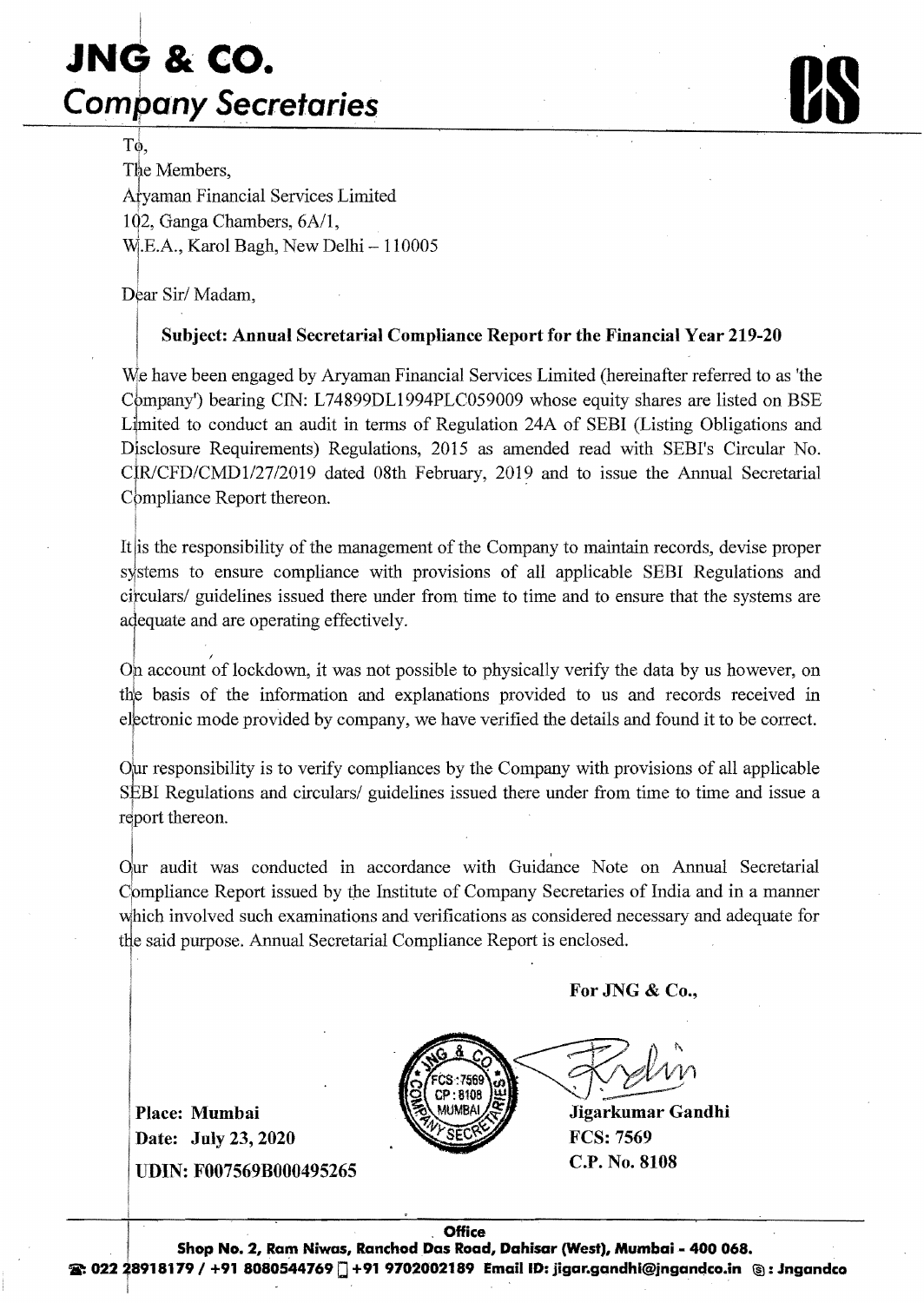# JNG & CO.
## Company Secretaries

To,
The Members,
Aryaman Financial Services Limited
102, Ganga Chambers, 6A/1,
W.E.A., Karol Bagh, New Delhi – 110005

Dear Sir/ Madam,

**Subject: Annual Secretarial Compliance Report for the Financial Year 219-20**

We have been engaged by Aryaman Financial Services Limited (hereinafter referred to as 'the Company') bearing CIN: L74899DL1994PLC059009 whose equity shares are listed on BSE Limited to conduct an audit in terms of Regulation 24A of SEBI (Listing Obligations and Disclosure Requirements) Regulations, 2015 as amended read with SEBI's Circular No. CIR/CFD/CMD1/27/2019 dated 08th February, 2019 and to issue the Annual Secretarial Compliance Report thereon.

It is the responsibility of the management of the Company to maintain records, devise proper systems to ensure compliance with provisions of all applicable SEBI Regulations and circulars/ guidelines issued there under from time to time and to ensure that the systems are adequate and are operating effectively.

On account of lockdown, it was not possible to physically verify the data by us however, on the basis of the information and explanations provided to us and records received in electronic mode provided by company, we have verified the details and found it to be correct.

Our responsibility is to verify compliances by the Company with provisions of all applicable SEBI Regulations and circulars/ guidelines issued there under from time to time and issue a report thereon.

Our audit was conducted in accordance with Guidance Note on Annual Secretarial Compliance Report issued by the Institute of Company Secretaries of India and in a manner which involved such examinations and verifications as considered necessary and adequate for the said purpose. Annual Secretarial Compliance Report is enclosed.

**For JNG & Co.,**

**Jigarkumar Gandhi**
**FCS: 7569**
**C.P. No. 8108**

**Place: Mumbai**
**Date: July 23, 2020**
**UDIN: F007569B000495265**

**Office**
**Shop No. 2, Ram Niwas, Ranchod Das Road, Dahisar (West), Mumbai - 400 068.**
**: 022 28918179 / +91 8080544769 / +91 9702002189 Email ID: jigar.gandhi@jngandco.in : Jngandco**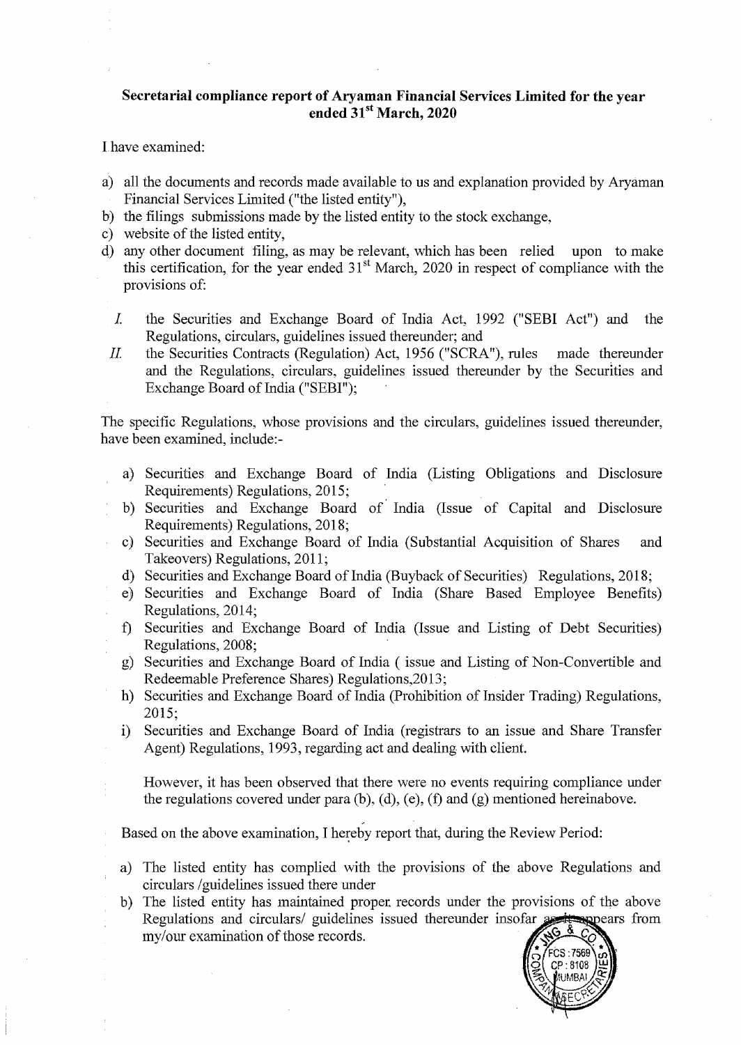**Secretarial compliance report of Aryaman Financial Services Limited for the year ended 31st March, 2020**

I have examined:

a) all the documents and records made available to us and explanation provided by Aryaman Financial Services Limited ("the listed entity"),
b) the filings submissions made by the listed entity to the stock exchange,
c) website of the listed entity,
d) any other document filing, as may be relevant, which has been relied upon to make this certification, for the year ended 31st March, 2020 in respect of compliance with the provisions of:

   I. the Securities and Exchange Board of India Act, 1992 ("SEBI Act") and the Regulations, circulars, guidelines issued thereunder; and
   II. the Securities Contracts (Regulation) Act, 1956 ("SCRA"), rules made thereunder and the Regulations, circulars, guidelines issued thereunder by the Securities and Exchange Board of India ("SEBI");

The specific Regulations, whose provisions and the circulars, guidelines issued thereunder, have been examined, include:-

a) Securities and Exchange Board of India (Listing Obligations and Disclosure Requirements) Regulations, 2015;
b) Securities and Exchange Board of India (Issue of Capital and Disclosure Requirements) Regulations, 2018;
c) Securities and Exchange Board of India (Substantial Acquisition of Shares and Takeovers) Regulations, 2011;
d) Securities and Exchange Board of India (Buyback of Securities) Regulations, 2018;
e) Securities and Exchange Board of India (Share Based Employee Benefits) Regulations, 2014;
f) Securities and Exchange Board of India (Issue and Listing of Debt Securities) Regulations, 2008;
g) Securities and Exchange Board of India ( issue and Listing of Non-Convertible and Redeemable Preference Shares) Regulations,2013;
h) Securities and Exchange Board of India (Prohibition of Insider Trading) Regulations, 2015;
i) Securities and Exchange Board of India (registrars to an issue and Share Transfer Agent) Regulations, 1993, regarding act and dealing with client.

However, it has been observed that there were no events requiring compliance under the regulations covered under para (b), (d), (e), (f) and (g) mentioned hereinabove.

Based on the above examination, I hereby report that, during the Review Period:

a) The listed entity has complied with the provisions of the above Regulations and circulars /guidelines issued there under
b) The listed entity has maintained proper records under the provisions of the above Regulations and circulars/ guidelines issued thereunder insofar as it appears from my/our examination of those records.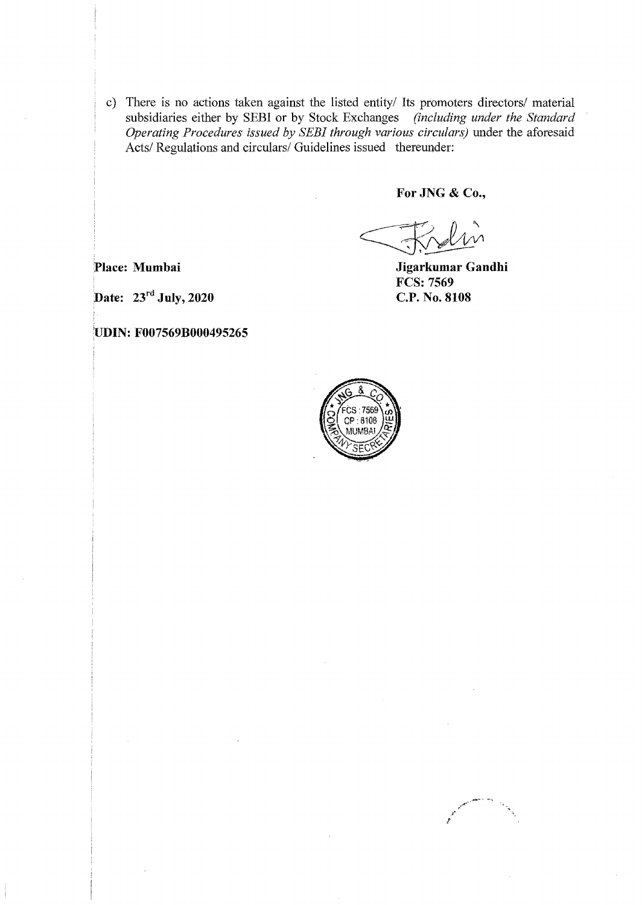c) There is no actions taken against the listed entity/ Its promoters directors/ material subsidiaries either by SEBI or by Stock Exchanges *(including under the Standard Operating Procedures issued by SEBI through various circulars)* under the aforesaid Acts/ Regulations and circulars/ Guidelines issued thereunder:

**For JNG & Co.,**

**Jigarkumar Gandhi**
**FCS: 7569**
**C.P. No. 8108**

**Place: Mumbai**

**Date: 23rd July, 2020**

**UDIN: F007569B000495265**